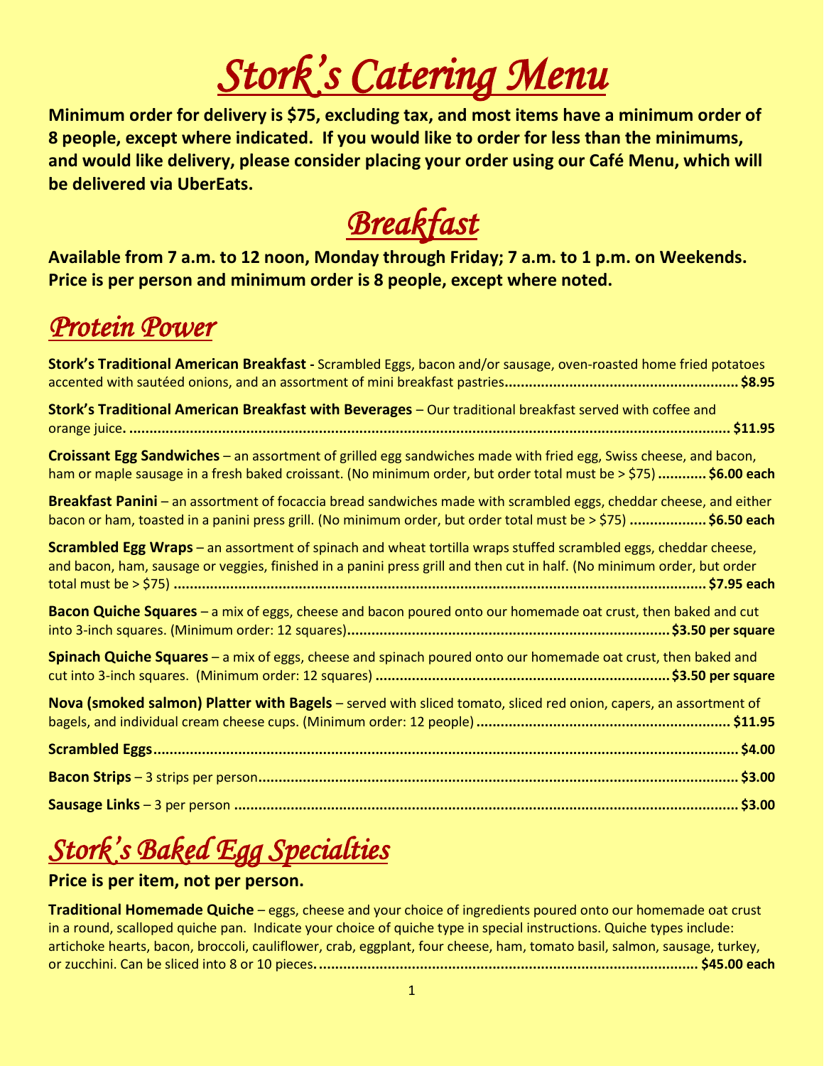# Stork's Catering Menu

**Minimum order for delivery is $75, excluding tax, and most items have a minimum order of 8 people, except where indicated. If you would like to order for less than the minimums, and would like delivery, please consider placing your order using our Café Menu, which will be delivered via UberEats.**

# Breakfast

**Available from 7 a.m. to 12 noon, Monday through Friday; 7 a.m. to 1 p.m. on Weekends. Price is per person and minimum order is 8 people, except where noted.**

## Protein Power

**Stork's Traditional American Breakfast -** Scrambled Eggs, bacon and/or sausage, oven-roasted home fried potatoes accented with sautéed onions, and an assortment of mini breakfast pastries.......................................................... **$8.95**

**Stork's Traditional American Breakfast with Beverages** – Our traditional breakfast served with coffee and orange juice. ..................................................................................................................................... **$11.95**

**Croissant Egg Sandwiches** – an assortment of grilled egg sandwiches made with fried egg, Swiss cheese, and bacon, ham or maple sausage in a fresh baked croissant. (No minimum order, but order total must be > $75) ............ **$6.00 each**

**Breakfast Panini** – an assortment of focaccia bread sandwiches made with scrambled eggs, cheddar cheese, and either bacon or ham, toasted in a panini press grill. (No minimum order, but order total must be > $75) ................... **$6.50 each**

**Scrambled Egg Wraps** – an assortment of spinach and wheat tortilla wraps stuffed scrambled eggs, cheddar cheese, and bacon, ham, sausage or veggies, finished in a panini press grill and then cut in half. (No minimum order, but order total must be > $75) ..................................................................................................................................... **$7.95 each**

**Bacon Quiche Squares** – a mix of eggs, cheese and bacon poured onto our homemade oat crust, then baked and cut into 3-inch squares. (Minimum order: 12 squares)............................................................................... **$3.50 per square**

**Spinach Quiche Squares** – a mix of eggs, cheese and spinach poured onto our homemade oat crust, then baked and cut into 3-inch squares. (Minimum order: 12 squares) ......................................................................... **$3.50 per square**

**Nova (smoked salmon) Platter with Bagels** – served with sliced tomato, sliced red onion, capers, an assortment of bagels, and individual cream cheese cups. (Minimum order: 12 people) ............................................................... **$11.95**

**Scrambled Eggs**.......................................................................................................................................... **$4.00**

**Bacon Strips** – 3 strips per person........................................................................................................... **$3.00**

**Sausage Links** – 3 per person .................................................................................................................. **$3.00**

## Stork's Baked Egg Specialties

**Price is per item, not per person.**

**Traditional Homemade Quiche** – eggs, cheese and your choice of ingredients poured onto our homemade oat crust in a round, scalloped quiche pan. Indicate your choice of quiche type in special instructions. Quiche types include: artichoke hearts, bacon, broccoli, cauliflower, crab, eggplant, four cheese, ham, tomato basil, salmon, sausage, turkey, or zucchini. Can be sliced into 8 or 10 pieces.............................................................................................. **$45.00 each**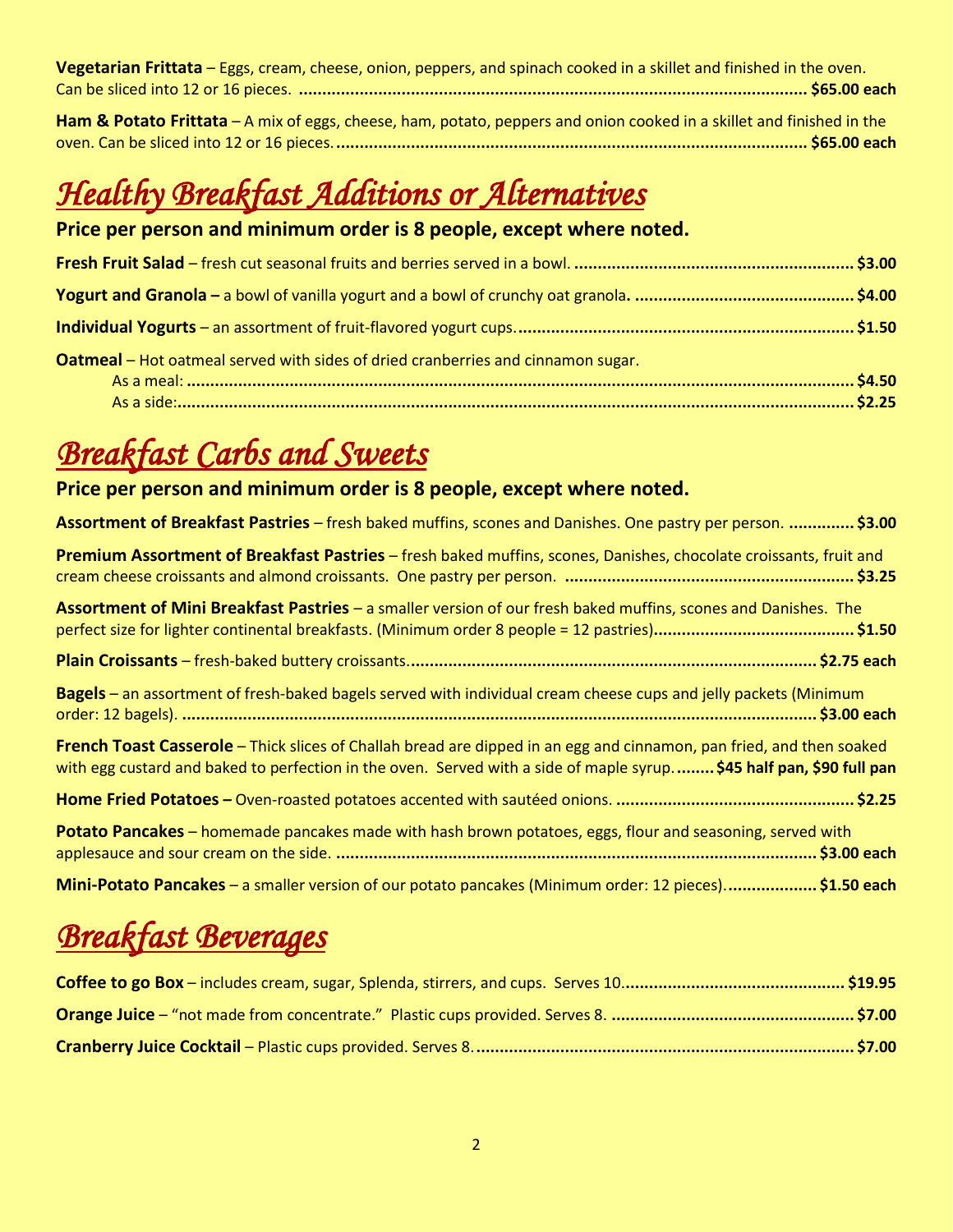**Vegetarian Frittata** – Eggs, cream, cheese, onion, peppers, and spinach cooked in a skillet and finished in the oven. Can be sliced into 12 or 16 pieces. ........................................................................................................... **$65.00 each**

**Ham & Potato Frittata** – A mix of eggs, cheese, ham, potato, peppers and onion cooked in a skillet and finished in the oven. Can be sliced into 12 or 16 pieces. ................................................................................................... **$65.00 each**

# *Healthy Breakfast Additions or Alternatives*

**Price per person and minimum order is 8 people, except where noted.**

**Fresh Fruit Salad** – fresh cut seasonal fruits and berries served in a bowl. ............................................................ **$3.00**

**Yogurt and Granola –** a bowl of vanilla yogurt and a bowl of crunchy oat granola**.** ............................................... **$4.00**

**Individual Yogurts** – an assortment of fruit-flavored yogurt cups. ......................................................................... **$1.50**

**Oatmeal** – Hot oatmeal served with sides of dried cranberries and cinnamon sugar.
- As a meal: .................................................................................................................................. **$4.50**
- As a side: .................................................................................................................................... **$2.25**

# *Breakfast Carbs and Sweets*

**Price per person and minimum order is 8 people, except where noted.**

**Assortment of Breakfast Pastries** – fresh baked muffins, scones and Danishes. One pastry per person. .............. **$3.00**

**Premium Assortment of Breakfast Pastries** – fresh baked muffins, scones, Danishes, chocolate croissants, fruit and cream cheese croissants and almond croissants. One pastry per person. ............................................................. **$3.25**

**Assortment of Mini Breakfast Pastries** – a smaller version of our fresh baked muffins, scones and Danishes. The perfect size for lighter continental breakfasts. (Minimum order 8 people = 12 pastries).......................................... **$1.50**

**Plain Croissants** – fresh-baked buttery croissants. ...................................................................................... **$2.75 each**

**Bagels** – an assortment of fresh-baked bagels served with individual cream cheese cups and jelly packets (Minimum order: 12 bagels). ....................................................................................................................................... **$3.00 each**

**French Toast Casserole** – Thick slices of Challah bread are dipped in an egg and cinnamon, pan fried, and then soaked with egg custard and baked to perfection in the oven. Served with a side of maple syrup. ........ **$45 half pan, $90 full pan**

**Home Fried Potatoes –** Oven-roasted potatoes accented with sautéed onions. .................................................. **$2.25**

**Potato Pancakes** – homemade pancakes made with hash brown potatoes, eggs, flour and seasoning, served with applesauce and sour cream on the side. ..................................................................................................... **$3.00 each**

**Mini-Potato Pancakes** – a smaller version of our potato pancakes (Minimum order: 12 pieces). .................. **$1.50 each**

# *Breakfast Beverages*

**Coffee to go Box** – includes cream, sugar, Splenda, stirrers, and cups. Serves 10............................................... **$19.95**

**Orange Juice** – "not made from concentrate." Plastic cups provided. Serves 8. ................................................... **$7.00**

**Cranberry Juice Cocktail** – Plastic cups provided. Serves 8. ................................................................................ **$7.00**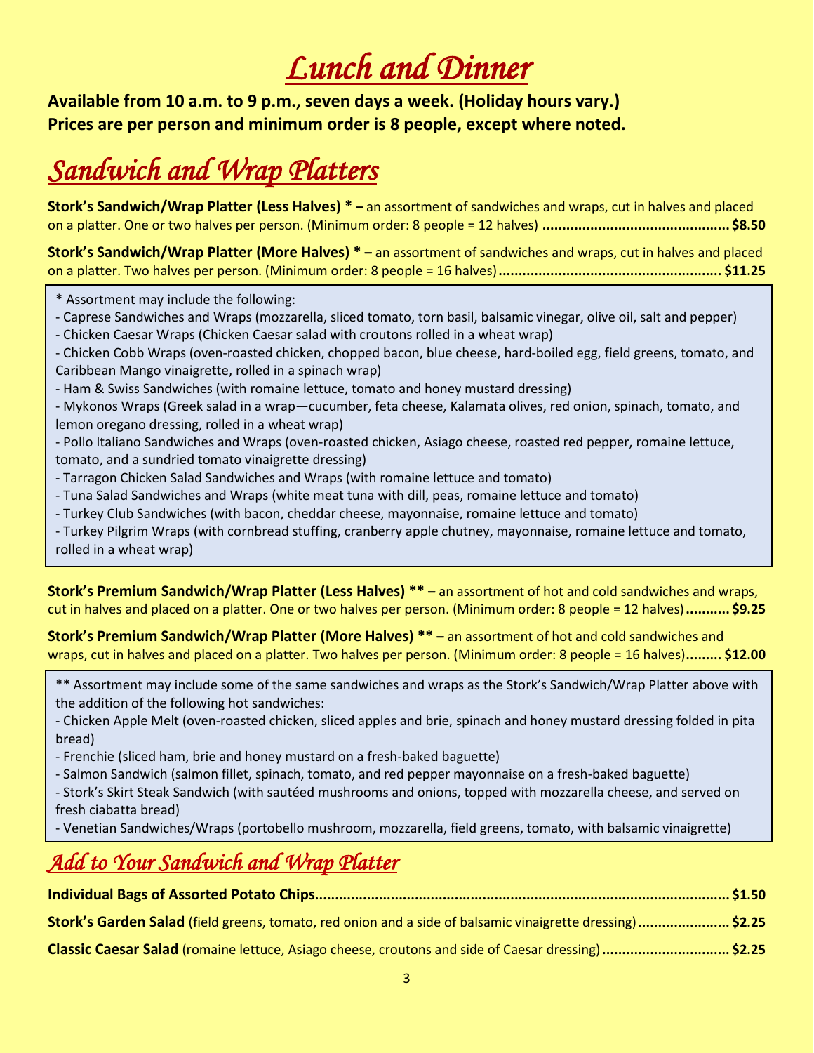# Lunch and Dinner

**Available from 10 a.m. to 9 p.m., seven days a week. (Holiday hours vary.)**
**Prices are per person and minimum order is 8 people, except where noted.**

## Sandwich and Wrap Platters

**Stork's Sandwich/Wrap Platter (Less Halves) * –** an assortment of sandwiches and wraps, cut in halves and placed on a platter. One or two halves per person. (Minimum order: 8 people = 12 halves) **.............................................. $8.50**

**Stork's Sandwich/Wrap Platter (More Halves) * –** an assortment of sandwiches and wraps, cut in halves and placed on a platter. Two halves per person. (Minimum order: 8 people = 16 halves) **....................................................... $11.25**

* Assortment may include the following:
- Caprese Sandwiches and Wraps (mozzarella, sliced tomato, torn basil, balsamic vinegar, olive oil, salt and pepper)
- Chicken Caesar Wraps (Chicken Caesar salad with croutons rolled in a wheat wrap)
- Chicken Cobb Wraps (oven-roasted chicken, chopped bacon, blue cheese, hard-boiled egg, field greens, tomato, and Caribbean Mango vinaigrette, rolled in a spinach wrap)
- Ham & Swiss Sandwiches (with romaine lettuce, tomato and honey mustard dressing)
- Mykonos Wraps (Greek salad in a wrap—cucumber, feta cheese, Kalamata olives, red onion, spinach, tomato, and lemon oregano dressing, rolled in a wheat wrap)
- Pollo Italiano Sandwiches and Wraps (oven-roasted chicken, Asiago cheese, roasted red pepper, romaine lettuce, tomato, and a sundried tomato vinaigrette dressing)
- Tarragon Chicken Salad Sandwiches and Wraps (with romaine lettuce and tomato)
- Tuna Salad Sandwiches and Wraps (white meat tuna with dill, peas, romaine lettuce and tomato)
- Turkey Club Sandwiches (with bacon, cheddar cheese, mayonnaise, romaine lettuce and tomato)
- Turkey Pilgrim Wraps (with cornbread stuffing, cranberry apple chutney, mayonnaise, romaine lettuce and tomato, rolled in a wheat wrap)

**Stork's Premium Sandwich/Wrap Platter (Less Halves) ** –** an assortment of hot and cold sandwiches and wraps, cut in halves and placed on a platter. One or two halves per person. (Minimum order: 8 people = 12 halves) **........... $9.25**

**Stork's Premium Sandwich/Wrap Platter (More Halves) ** –** an assortment of hot and cold sandwiches and wraps, cut in halves and placed on a platter. Two halves per person. (Minimum order: 8 people = 16 halves) **......... $12.00**

** Assortment may include some of the same sandwiches and wraps as the Stork's Sandwich/Wrap Platter above with the addition of the following hot sandwiches:
- Chicken Apple Melt (oven-roasted chicken, sliced apples and brie, spinach and honey mustard dressing folded in pita bread)
- Frenchie (sliced ham, brie and honey mustard on a fresh-baked baguette)
- Salmon Sandwich (salmon fillet, spinach, tomato, and red pepper mayonnaise on a fresh-baked baguette)
- Stork's Skirt Steak Sandwich (with sautéed mushrooms and onions, topped with mozzarella cheese, and served on fresh ciabatta bread)
- Venetian Sandwiches/Wraps (portobello mushroom, mozzarella, field greens, tomato, with balsamic vinaigrette)

## Add to Your Sandwich and Wrap Platter

**Individual Bags of Assorted Potato Chips....................................................................................................... $1.50**

**Stork's Garden Salad** (field greens, tomato, red onion and a side of balsamic vinaigrette dressing) **....................... $2.25**

**Classic Caesar Salad** (romaine lettuce, Asiago cheese, croutons and side of Caesar dressing) **................................ $2.25**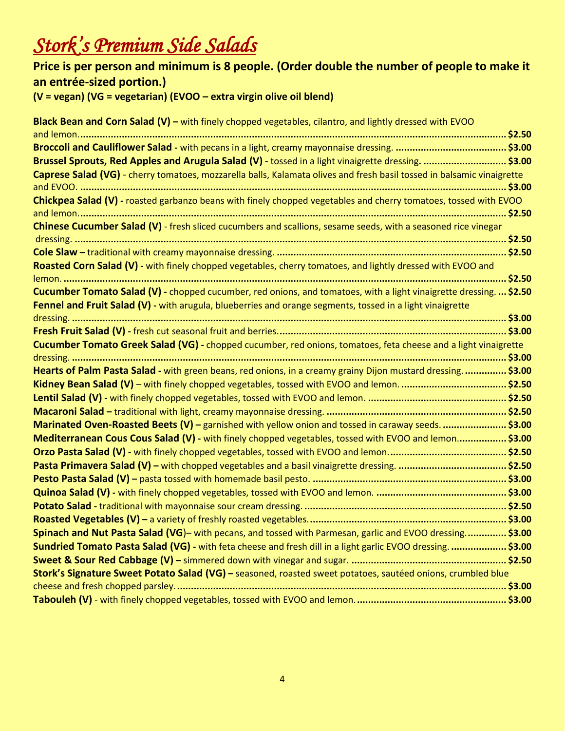# *Stork's Premium Side Salads*

**Price is per person and minimum is 8 people. (Order double the number of people to make it an entrée-sized portion.)**

**(V = vegan) (VG = vegetarian) (EVOO – extra virgin olive oil blend)**

**Black Bean and Corn Salad (V) –** with finely chopped vegetables, cilantro, and lightly dressed with EVOO and lemon. ........ **$2.50**

**Broccoli and Cauliflower Salad -** with pecans in a light, creamy mayonnaise dressing. ........ **$3.00**

**Brussel Sprouts, Red Apples and Arugula Salad (V) -** tossed in a light vinaigrette dressing. ........ **$3.00**

**Caprese Salad (VG)** - cherry tomatoes, mozzarella balls, Kalamata olives and fresh basil tossed in balsamic vinaigrette and EVOO. ........ **$3.00**

**Chickpea Salad (V) -** roasted garbanzo beans with finely chopped vegetables and cherry tomatoes, tossed with EVOO and lemon. ........ **$2.50**

**Chinese Cucumber Salad (V)** - fresh sliced cucumbers and scallions, sesame seeds, with a seasoned rice vinegar dressing. ........ **$2.50**

**Cole Slaw –** traditional with creamy mayonnaise dressing. ........ **$2.50**

**Roasted Corn Salad (V) -** with finely chopped vegetables, cherry tomatoes, and lightly dressed with EVOO and lemon. ........ **$2.50**

**Cucumber Tomato Salad (V) -** chopped cucumber, red onions, and tomatoes, with a light vinaigrette dressing. ... **$2.50**

**Fennel and Fruit Salad (V) -** with arugula, blueberries and orange segments, tossed in a light vinaigrette dressing. ........ **$3.00**

**Fresh Fruit Salad (V) -** fresh cut seasonal fruit and berries. ........ **$3.00**

**Cucumber Tomato Greek Salad (VG) -** chopped cucumber, red onions, tomatoes, feta cheese and a light vinaigrette dressing. ........ **$3.00**

**Hearts of Palm Pasta Salad -** with green beans, red onions, in a creamy grainy Dijon mustard dressing. ........ **$3.00**

**Kidney Bean Salad (V)** – with finely chopped vegetables, tossed with EVOO and lemon. ........ **$2.50**

**Lentil Salad (V) -** with finely chopped vegetables, tossed with EVOO and lemon. ........ **$2.50**

**Macaroni Salad –** traditional with light, creamy mayonnaise dressing. ........ **$2.50**

**Marinated Oven-Roasted Beets (V) –** garnished with yellow onion and tossed in caraway seeds. ........ **$3.00**

**Mediterranean Cous Cous Salad (V) -** with finely chopped vegetables, tossed with EVOO and lemon. ........ **$3.00**

**Orzo Pasta Salad (V) -** with finely chopped vegetables, tossed with EVOO and lemon. ........ **$2.50**

**Pasta Primavera Salad (V) –** with chopped vegetables and a basil vinaigrette dressing. ........ **$2.50**

**Pesto Pasta Salad (V) –** pasta tossed with homemade basil pesto. ........ **$3.00**

**Quinoa Salad (V) -** with finely chopped vegetables, tossed with EVOO and lemon. ........ **$3.00**

**Potato Salad -** traditional with mayonnaise sour cream dressing. ........ **$2.50**

**Roasted Vegetables (V) –** a variety of freshly roasted vegetables. ........ **$3.00**

**Spinach and Nut Pasta Salad (VG**)– with pecans, and tossed with Parmesan, garlic and EVOO dressing. ........ **$3.00**

**Sundried Tomato Pasta Salad (VG) -** with feta cheese and fresh dill in a light garlic EVOO dressing. ........ **$3.00**

**Sweet & Sour Red Cabbage (V) –** simmered down with vinegar and sugar. ........ **$2.50**

**Stork's Signature Sweet Potato Salad (VG) –** seasoned, roasted sweet potatoes, sautéed onions, crumbled blue cheese and fresh chopped parsley. ........ **$3.00**

**Tabouleh (V)** - with finely chopped vegetables, tossed with EVOO and lemon. ........ **$3.00**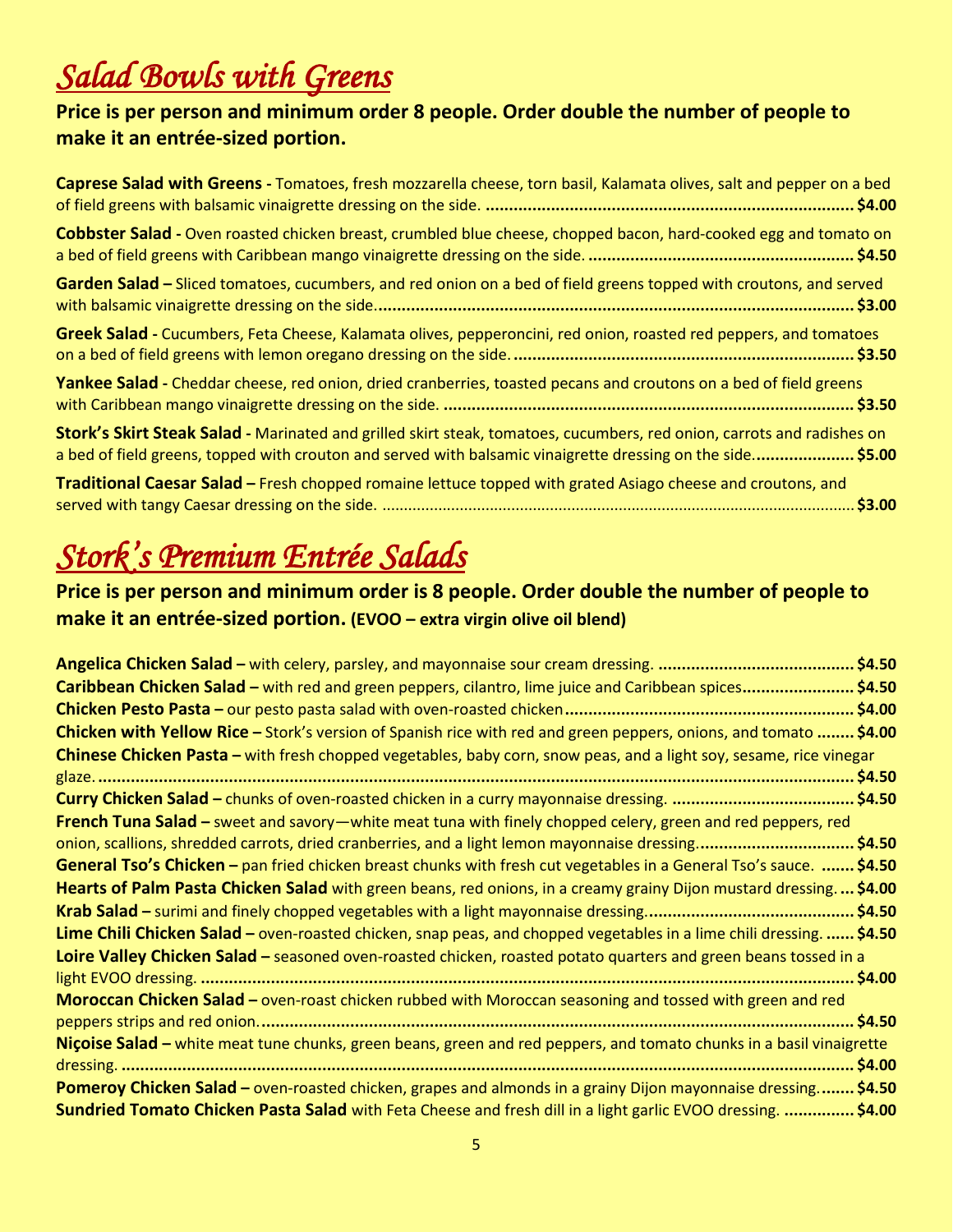# *Salad Bowls with Greens*

**Price is per person and minimum order 8 people. Order double the number of people to make it an entrée-sized portion.**

**Caprese Salad with Greens -** Tomatoes, fresh mozzarella cheese, torn basil, Kalamata olives, salt and pepper on a bed of field greens with balsamic vinaigrette dressing on the side. ............................................................................ **$4.00**

**Cobbster Salad -** Oven roasted chicken breast, crumbled blue cheese, chopped bacon, hard-cooked egg and tomato on a bed of field greens with Caribbean mango vinaigrette dressing on the side. ........................................................ **$4.50**

**Garden Salad –** Sliced tomatoes, cucumbers, and red onion on a bed of field greens topped with croutons, and served with balsamic vinaigrette dressing on the side...................................................................................................... **$3.00**

**Greek Salad -** Cucumbers, Feta Cheese, Kalamata olives, pepperoncini, red onion, roasted red peppers, and tomatoes on a bed of field greens with lemon oregano dressing on the side. ........................................................................ **$3.50**

**Yankee Salad -** Cheddar cheese, red onion, dried cranberries, toasted pecans and croutons on a bed of field greens with Caribbean mango vinaigrette dressing on the side. ....................................................................................... **$3.50**

**Stork's Skirt Steak Salad -** Marinated and grilled skirt steak, tomatoes, cucumbers, red onion, carrots and radishes on a bed of field greens, topped with crouton and served with balsamic vinaigrette dressing on the side...................... **$5.00**

**Traditional Caesar Salad –** Fresh chopped romaine lettuce topped with grated Asiago cheese and croutons, and served with tangy Caesar dressing on the side. ........................................................................................................... **$3.00**

# *Stork's Premium Entrée Salads*

**Price is per person and minimum order is 8 people. Order double the number of people to make it an entrée-sized portion. (EVOO – extra virgin olive oil blend)**

**Angelica Chicken Salad –** with celery, parsley, and mayonnaise sour cream dressing. .......................................... **$4.50**
**Caribbean Chicken Salad –** with red and green peppers, cilantro, lime juice and Caribbean spices........................ **$4.50**
**Chicken Pesto Pasta –** our pesto pasta salad with oven-roasted chicken............................................................. **$4.00**
**Chicken with Yellow Rice –** Stork's version of Spanish rice with red and green peppers, onions, and tomato ........ **$4.00**
**Chinese Chicken Pasta –** with fresh chopped vegetables, baby corn, snow peas, and a light soy, sesame, rice vinegar glaze. ................................................................................................................................................ **$4.50**
**Curry Chicken Salad –** chunks of oven-roasted chicken in a curry mayonnaise dressing. ....................................... **$4.50**
**French Tuna Salad –** sweet and savory—white meat tuna with finely chopped celery, green and red peppers, red onion, scallions, shredded carrots, dried cranberries, and a light lemon mayonnaise dressing................................. **$4.50**
**General Tso's Chicken –** pan fried chicken breast chunks with fresh cut vegetables in a General Tso's sauce. ....... **$4.50**
**Hearts of Palm Pasta Chicken Salad** with green beans, red onions, in a creamy grainy Dijon mustard dressing. ... **$4.00**
**Krab Salad –** surimi and finely chopped vegetables with a light mayonnaise dressing............................................ **$4.50**
**Lime Chili Chicken Salad –** oven-roasted chicken, snap peas, and chopped vegetables in a lime chili dressing. ...... **$4.50**
**Loire Valley Chicken Salad –** seasoned oven-roasted chicken, roasted potato quarters and green beans tossed in a light EVOO dressing. ......................................................................................................................................... **$4.00**
**Moroccan Chicken Salad –** oven-roast chicken rubbed with Moroccan seasoning and tossed with green and red peppers strips and red onion.............................................................................................................................. **$4.50**
**Niçoise Salad –** white meat tune chunks, green beans, green and red peppers, and tomato chunks in a basil vinaigrette dressing. ............................................................................................................................................. **$4.00**
**Pomeroy Chicken Salad –** oven-roasted chicken, grapes and almonds in a grainy Dijon mayonnaise dressing........ **$4.50**
**Sundried Tomato Chicken Pasta Salad** with Feta Cheese and fresh dill in a light garlic EVOO dressing. ............... **$4.00**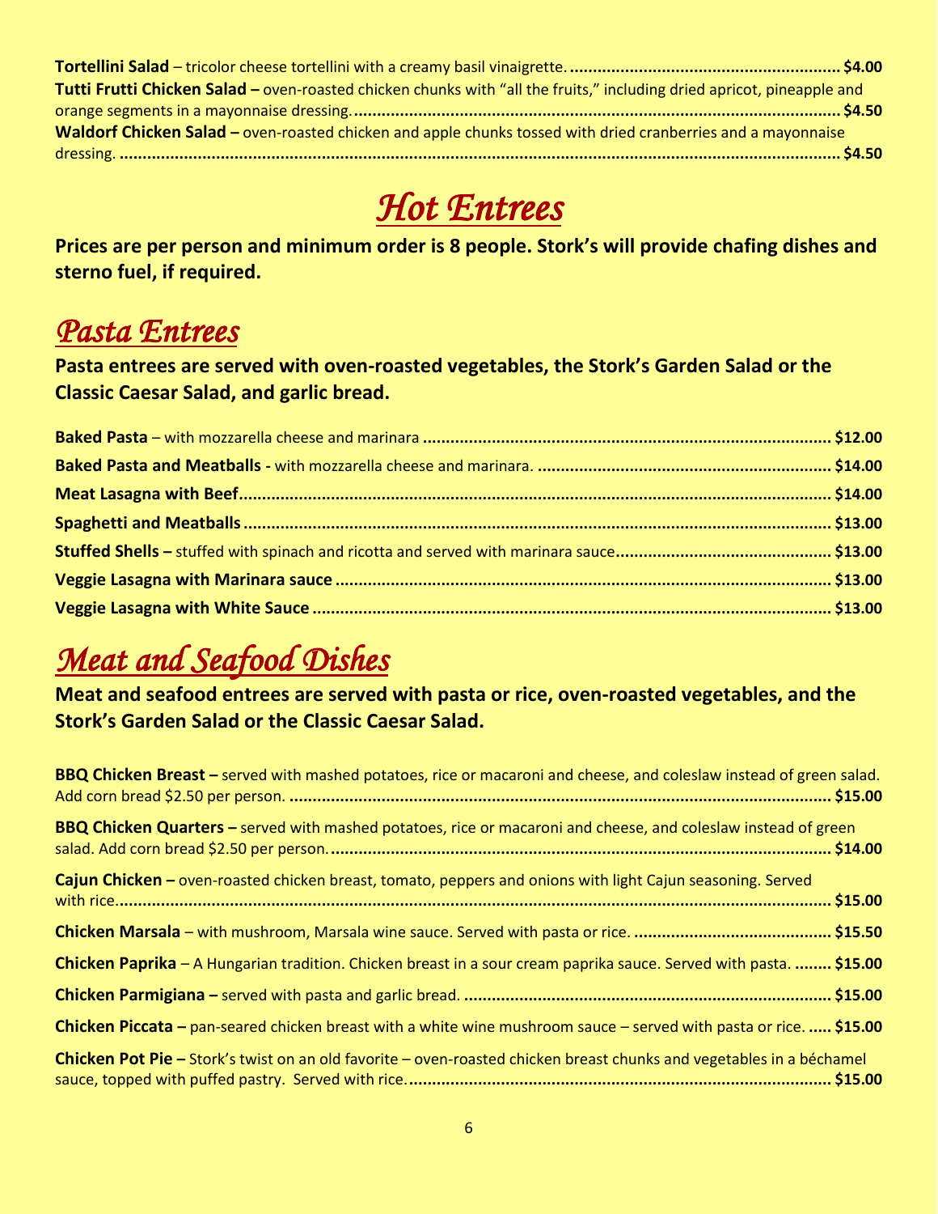**Tortellini Salad** – tricolor cheese tortellini with a creamy basil vinaigrette. ........................................................ **$4.00**

**Tutti Frutti Chicken Salad –** oven-roasted chicken chunks with "all the fruits," including dried apricot, pineapple and orange segments in a mayonnaise dressing. ........................................................................................................ **$4.50**

**Waldorf Chicken Salad –** oven-roasted chicken and apple chunks tossed with dried cranberries and a mayonnaise dressing. ........................................................................................................................................ **$4.50**

# *Hot Entrees*

**Prices are per person and minimum order is 8 people. Stork's will provide chafing dishes and sterno fuel, if required.**

## *Pasta Entrees*

**Pasta entrees are served with oven-roasted vegetables, the Stork's Garden Salad or the Classic Caesar Salad, and garlic bread.**

**Baked Pasta** – with mozzarella cheese and marinara ........................................................................................ **$12.00**

**Baked Pasta and Meatballs -** with mozzarella cheese and marinara. ............................................................... **$14.00**

**Meat Lasagna with Beef** ............................................................................................................................. **$14.00**

**Spaghetti and Meatballs** ............................................................................................................................. **$13.00**

**Stuffed Shells –** stuffed with spinach and ricotta and served with marinara sauce............................................... **$13.00**

**Veggie Lasagna with Marinara sauce** .......................................................................................................... **$13.00**

**Veggie Lasagna with White Sauce** ............................................................................................................... **$13.00**

## *Meat and Seafood Dishes*

**Meat and seafood entrees are served with pasta or rice, oven-roasted vegetables, and the Stork's Garden Salad or the Classic Caesar Salad.**

**BBQ Chicken Breast –** served with mashed potatoes, rice or macaroni and cheese, and coleslaw instead of green salad. Add corn bread $2.50 per person. ................................................................................................................. **$15.00**

**BBQ Chicken Quarters –** served with mashed potatoes, rice or macaroni and cheese, and coleslaw instead of green salad. Add corn bread $2.50 per person. ......................................................................................................... **$14.00**

**Cajun Chicken –** oven-roasted chicken breast, tomato, peppers and onions with light Cajun seasoning. Served with rice. ........................................................................................................................................................... **$15.00**

**Chicken Marsala** – with mushroom, Marsala wine sauce. Served with pasta or rice. ........................................... **$15.50**

**Chicken Paprika** – A Hungarian tradition. Chicken breast in a sour cream paprika sauce. Served with pasta. ........ **$15.00**

**Chicken Parmigiana –** served with pasta and garlic bread. ................................................................................ **$15.00**

**Chicken Piccata –** pan-seared chicken breast with a white wine mushroom sauce – served with pasta or rice. ..... **$15.00**

**Chicken Pot Pie –** Stork's twist on an old favorite – oven-roasted chicken breast chunks and vegetables in a béchamel sauce, topped with puffed pastry. Served with rice. ........................................................................................... **$15.00**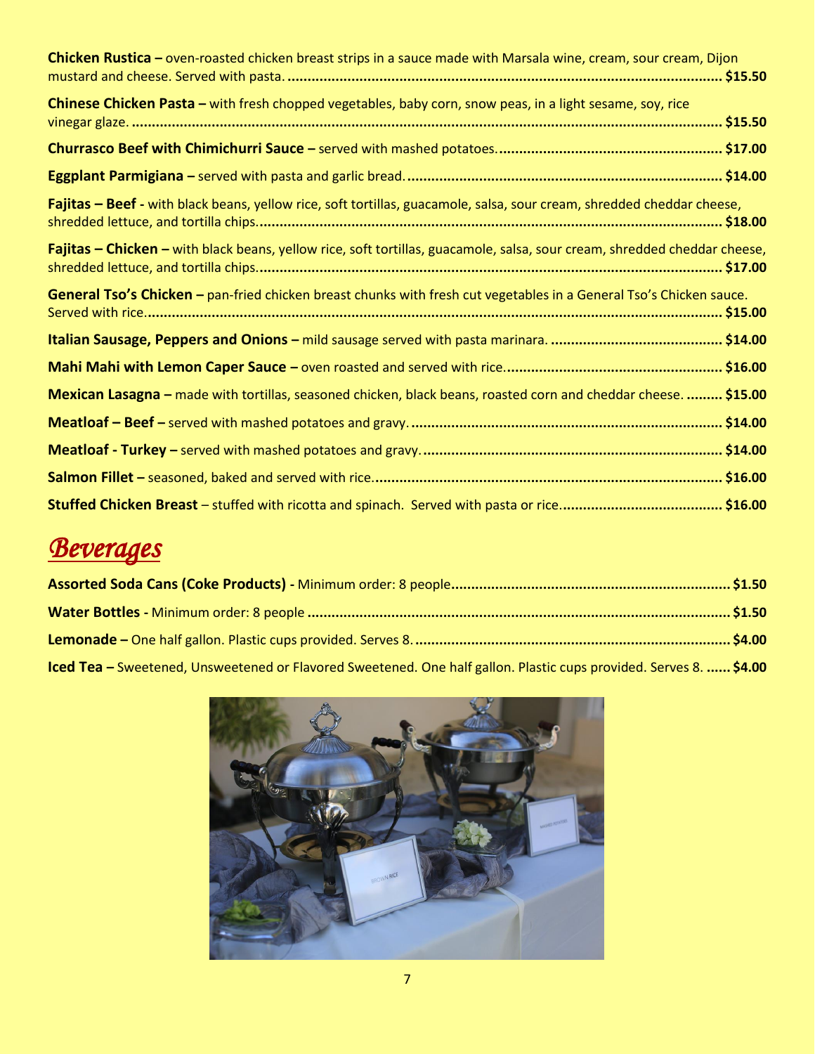**Chicken Rustica –** oven-roasted chicken breast strips in a sauce made with Marsala wine, cream, sour cream, Dijon mustard and cheese. Served with pasta. ........ **$15.50**

**Chinese Chicken Pasta –** with fresh chopped vegetables, baby corn, snow peas, in a light sesame, soy, rice vinegar glaze. ........ **$15.50**

**Churrasco Beef with Chimichurri Sauce –** served with mashed potatoes. ........ **$17.00**

**Eggplant Parmigiana –** served with pasta and garlic bread. ........ **$14.00**

**Fajitas – Beef -** with black beans, yellow rice, soft tortillas, guacamole, salsa, sour cream, shredded cheddar cheese, shredded lettuce, and tortilla chips. ........ **$18.00**

**Fajitas – Chicken –** with black beans, yellow rice, soft tortillas, guacamole, salsa, sour cream, shredded cheddar cheese, shredded lettuce, and tortilla chips. ........ **$17.00**

**General Tso's Chicken –** pan-fried chicken breast chunks with fresh cut vegetables in a General Tso's Chicken sauce. Served with rice. ........ **$15.00**

**Italian Sausage, Peppers and Onions –** mild sausage served with pasta marinara. ........ **$14.00**

**Mahi Mahi with Lemon Caper Sauce –** oven roasted and served with rice. ........ **$16.00**

**Mexican Lasagna –** made with tortillas, seasoned chicken, black beans, roasted corn and cheddar cheese. ........ **$15.00**

**Meatloaf – Beef –** served with mashed potatoes and gravy. ........ **$14.00**

**Meatloaf - Turkey –** served with mashed potatoes and gravy. ........ **$14.00**

**Salmon Fillet –** seasoned, baked and served with rice. ........ **$16.00**

**Stuffed Chicken Breast** – stuffed with ricotta and spinach. Served with pasta or rice. ........ **$16.00**

# *Beverages*

**Assorted Soda Cans (Coke Products) -** Minimum order: 8 people ........ **$1.50**

**Water Bottles -** Minimum order: 8 people ........ **$1.50**

**Lemonade –** One half gallon. Plastic cups provided. Serves 8. ........ **$4.00**

**Iced Tea –** Sweetened, Unsweetened or Flavored Sweetened. One half gallon. Plastic cups provided. Serves 8. ........ **$4.00**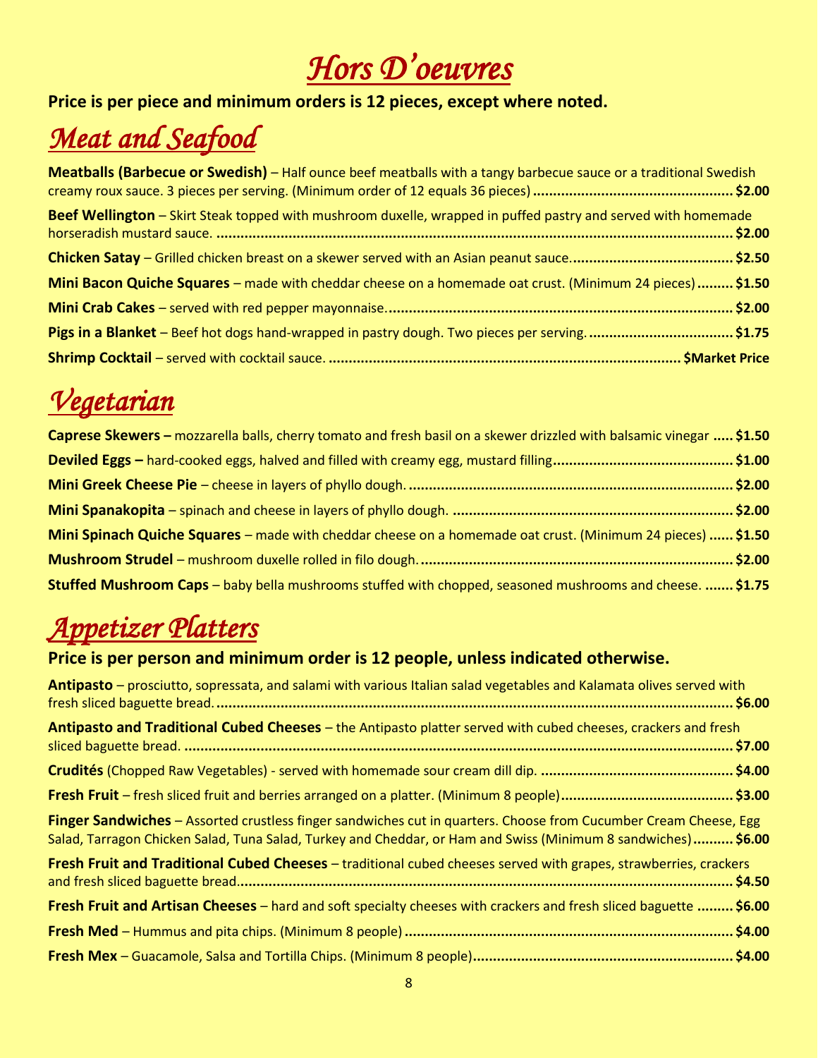# Hors D'oeuvres

**Price is per piece and minimum orders is 12 pieces, except where noted.**

## Meat and Seafood

**Meatballs (Barbecue or Swedish)** – Half ounce beef meatballs with a tangy barbecue sauce or a traditional Swedish creamy roux sauce. 3 pieces per serving. (Minimum order of 12 equals 36 pieces) ................................................. **$2.00**

**Beef Wellington** – Skirt Steak topped with mushroom duxelle, wrapped in puffed pastry and served with homemade horseradish mustard sauce. ................................................................................................................ **$2.00**

**Chicken Satay** – Grilled chicken breast on a skewer served with an Asian peanut sauce........................................ **$2.50**

**Mini Bacon Quiche Squares** – made with cheddar cheese on a homemade oat crust. (Minimum 24 pieces) ......... **$1.50**

**Mini Crab Cakes** – served with red pepper mayonnaise.................................................................................... **$2.00**

**Pigs in a Blanket** – Beef hot dogs hand-wrapped in pastry dough. Two pieces per serving. .................................... **$1.75**

**Shrimp Cocktail** – served with cocktail sauce. ....................................................................................... **$Market Price**

## Vegetarian

**Caprese Skewers –** mozzarella balls, cherry tomato and fresh basil on a skewer drizzled with balsamic vinegar ..... **$1.50**

**Deviled Eggs –** hard-cooked eggs, halved and filled with creamy egg, mustard filling............................................ **$1.00**

**Mini Greek Cheese Pie** – cheese in layers of phyllo dough. ............................................................................... **$2.00**

**Mini Spanakopita** – spinach and cheese in layers of phyllo dough. ..................................................................... **$2.00**

**Mini Spinach Quiche Squares** – made with cheddar cheese on a homemade oat crust. (Minimum 24 pieces) ...... **$1.50**

**Mushroom Strudel** – mushroom duxelle rolled in filo dough. ............................................................................. **$2.00**

**Stuffed Mushroom Caps** – baby bella mushrooms stuffed with chopped, seasoned mushrooms and cheese. ....... **$1.75**

## Appetizer Platters

**Price is per person and minimum order is 12 people, unless indicated otherwise.**

**Antipasto** – prosciutto, sopressata, and salami with various Italian salad vegetables and Kalamata olives served with fresh sliced baguette bread. ............................................................................................................................ **$6.00**

**Antipasto and Traditional Cubed Cheeses** – the Antipasto platter served with cubed cheeses, crackers and fresh sliced baguette bread. ........................................................................................................................................ **$7.00**

**Crudités** (Chopped Raw Vegetables) - served with homemade sour cream dill dip. ............................................... **$4.00**

**Fresh Fruit** – fresh sliced fruit and berries arranged on a platter. (Minimum 8 people).......................................... **$3.00**

**Finger Sandwiches** – Assorted crustless finger sandwiches cut in quarters. Choose from Cucumber Cream Cheese, Egg Salad, Tarragon Chicken Salad, Tuna Salad, Turkey and Cheddar, or Ham and Swiss (Minimum 8 sandwiches).......... **$6.00**

**Fresh Fruit and Traditional Cubed Cheeses** – traditional cubed cheeses served with grapes, strawberries, crackers and fresh sliced baguette bread.............................................................................................................................. **$4.50**

**Fresh Fruit and Artisan Cheeses** – hard and soft specialty cheeses with crackers and fresh sliced baguette ......... **$6.00**

**Fresh Med** – Hummus and pita chips. (Minimum 8 people) ................................................................................. **$4.00**

**Fresh Mex** – Guacamole, Salsa and Tortilla Chips. (Minimum 8 people)................................................................ **$4.00**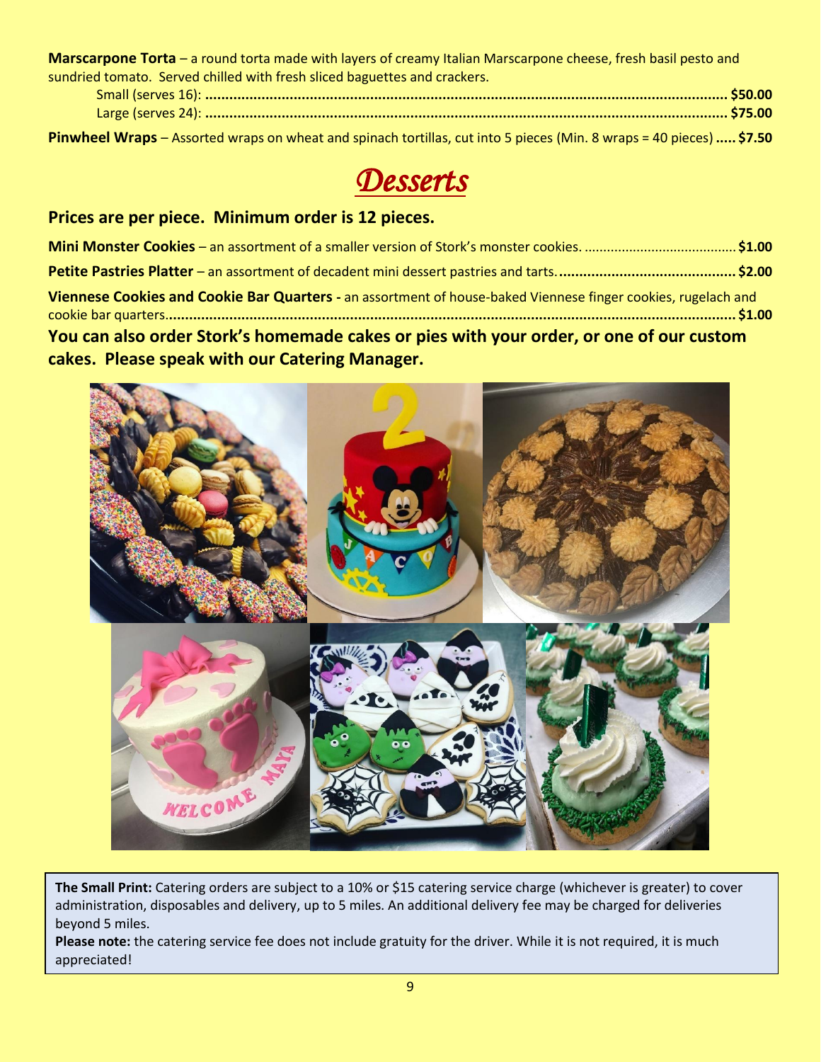**Marscarpone Torta** – a round torta made with layers of creamy Italian Marscarpone cheese, fresh basil pesto and sundried tomato. Served chilled with fresh sliced baguettes and crackers.

Small (serves 16): ..................................................................................................... **$50.00**

Large (serves 24): ..................................................................................................... **$75.00**

**Pinwheel Wraps** – Assorted wraps on wheat and spinach tortillas, cut into 5 pieces (Min. 8 wraps = 40 pieces) ..... **$7.50**

# *Desserts*

## Prices are per piece. Minimum order is 12 pieces.

**Mini Monster Cookies** – an assortment of a smaller version of Stork's monster cookies. ........................................ **$1.00**

**Petite Pastries Platter** – an assortment of decadent mini dessert pastries and tarts. ........................................... **$2.00**

**Viennese Cookies and Cookie Bar Quarters -** an assortment of house-baked Viennese finger cookies, rugelach and cookie bar quarters............................................................................................................................................ **$1.00**

**You can also order Stork's homemade cakes or pies with your order, or one of our custom cakes. Please speak with our Catering Manager.**

**The Small Print:** Catering orders are subject to a 10% or $15 catering service charge (whichever is greater) to cover administration, disposables and delivery, up to 5 miles. An additional delivery fee may be charged for deliveries beyond 5 miles.

**Please note:** the catering service fee does not include gratuity for the driver. While it is not required, it is much appreciated!